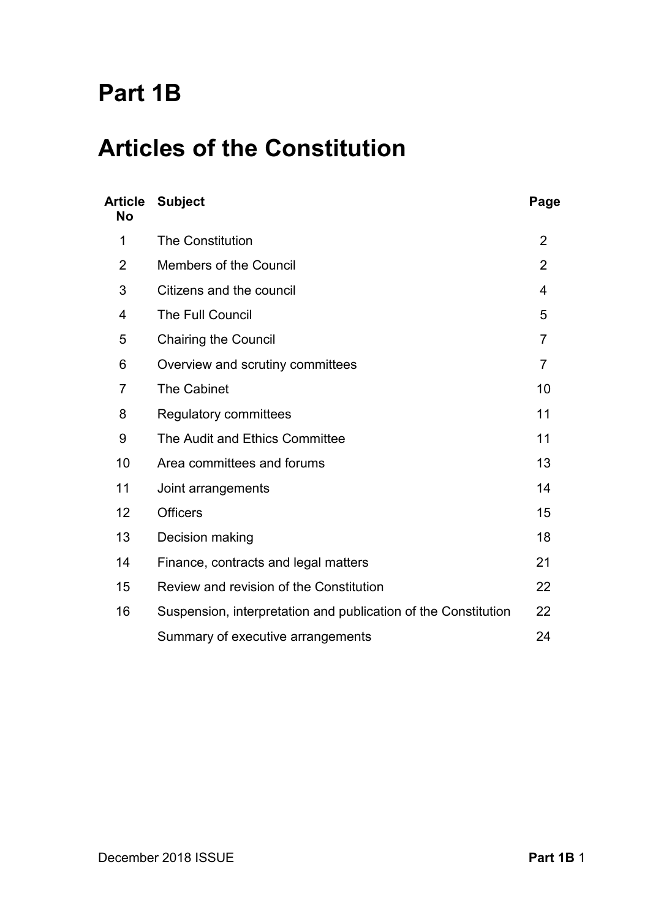# Part 1B

# Articles of the Constitution

| Article No | Subject | Page |
|---|---|---|
| 1 | The Constitution | 2 |
| 2 | Members of the Council | 2 |
| 3 | Citizens and the council | 4 |
| 4 | The Full Council | 5 |
| 5 | Chairing the Council | 7 |
| 6 | Overview and scrutiny committees | 7 |
| 7 | The Cabinet | 10 |
| 8 | Regulatory committees | 11 |
| 9 | The Audit and Ethics Committee | 11 |
| 10 | Area committees and forums | 13 |
| 11 | Joint arrangements | 14 |
| 12 | Officers | 15 |
| 13 | Decision making | 18 |
| 14 | Finance, contracts and legal matters | 21 |
| 15 | Review and revision of the Constitution | 22 |
| 16 | Suspension, interpretation and publication of the Constitution | 22 |
| | Summary of executive arrangements | 24 |

December 2018 ISSUE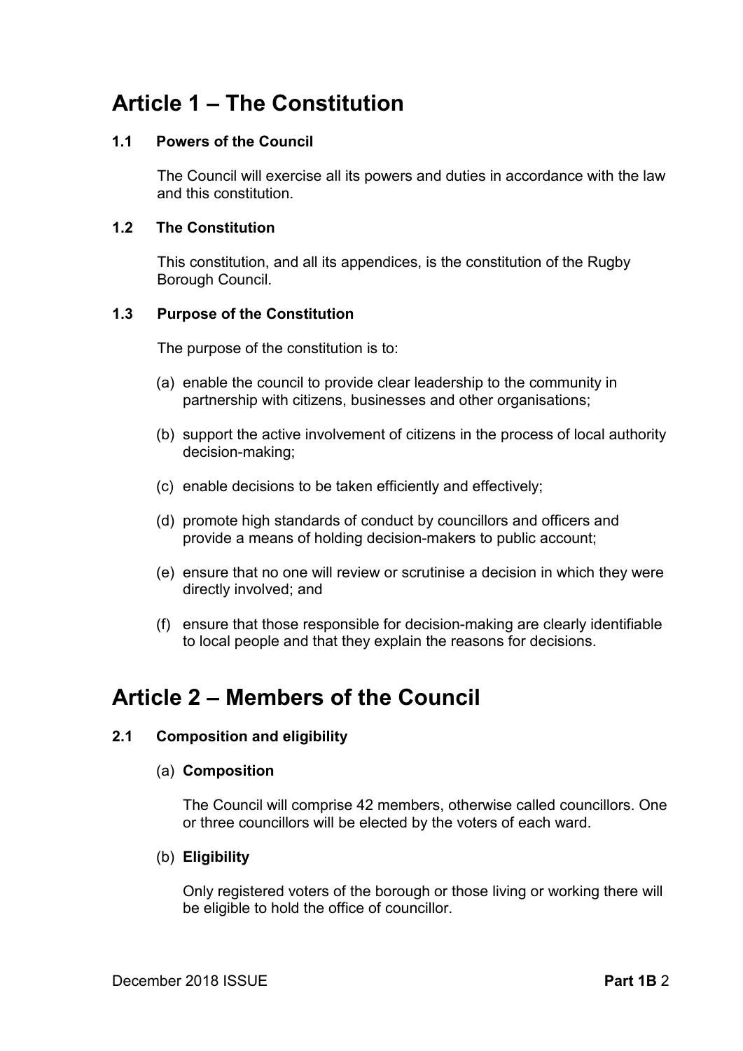# Article 1 – The Constitution

### 1.1 Powers of the Council

The Council will exercise all its powers and duties in accordance with the law and this constitution.

### 1.2 The Constitution

This constitution, and all its appendices, is the constitution of the Rugby Borough Council.

### 1.3 Purpose of the Constitution

The purpose of the constitution is to:

(a) enable the council to provide clear leadership to the community in partnership with citizens, businesses and other organisations;

(b) support the active involvement of citizens in the process of local authority decision-making;

(c) enable decisions to be taken efficiently and effectively;

(d) promote high standards of conduct by councillors and officers and provide a means of holding decision-makers to public account;

(e) ensure that no one will review or scrutinise a decision in which they were directly involved; and

(f) ensure that those responsible for decision-making are clearly identifiable to local people and that they explain the reasons for decisions.

# Article 2 – Members of the Council

### 2.1 Composition and eligibility

(a) **Composition**

The Council will comprise 42 members, otherwise called councillors. One or three councillors will be elected by the voters of each ward.

(b) **Eligibility**

Only registered voters of the borough or those living or working there will be eligible to hold the office of councillor.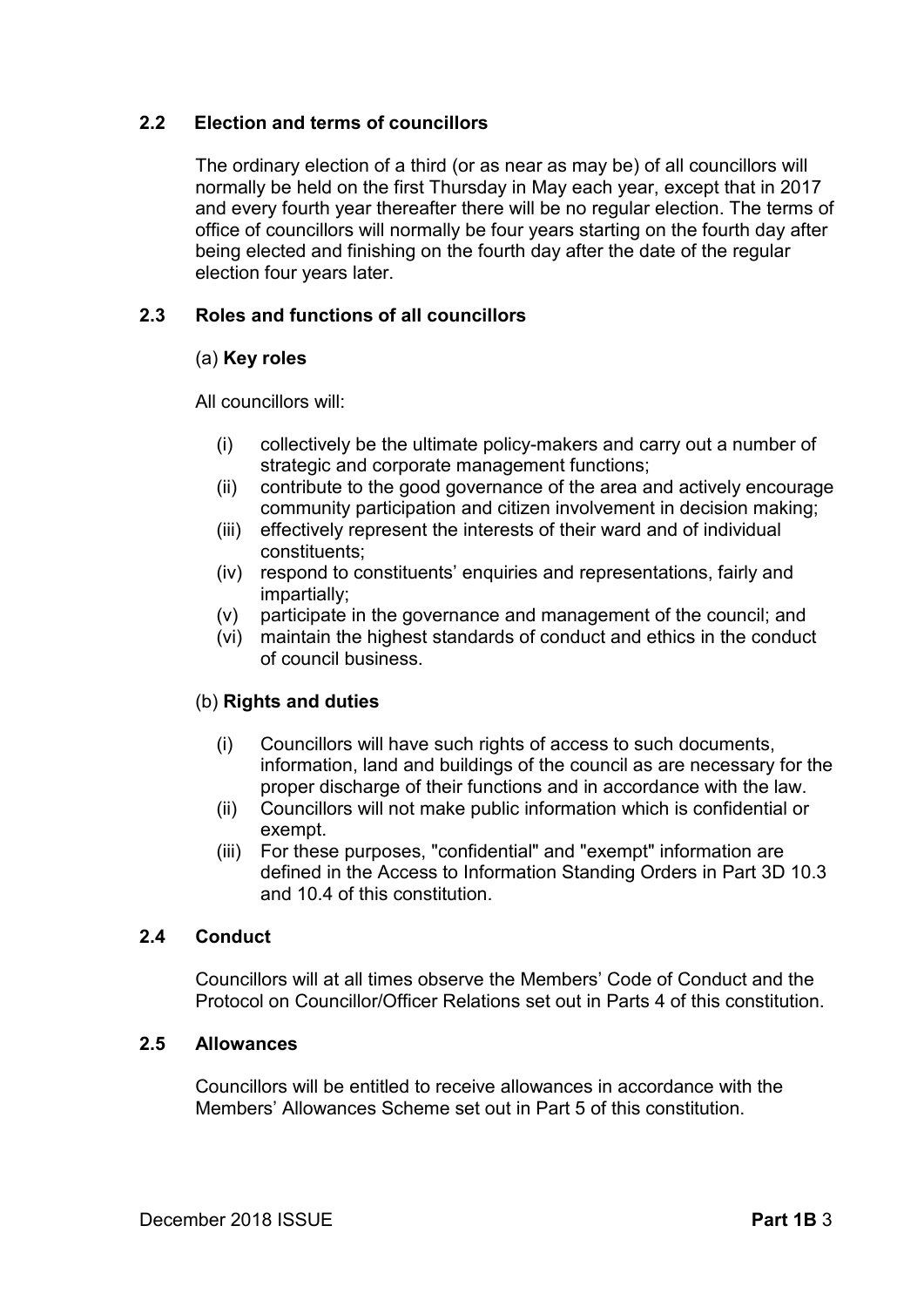### 2.2 Election and terms of councillors

The ordinary election of a third (or as near as may be) of all councillors will normally be held on the first Thursday in May each year, except that in 2017 and every fourth year thereafter there will be no regular election. The terms of office of councillors will normally be four years starting on the fourth day after being elected and finishing on the fourth day after the date of the regular election four years later.

### 2.3 Roles and functions of all councillors

(a) **Key roles**

All councillors will:

- (i) collectively be the ultimate policy-makers and carry out a number of strategic and corporate management functions;
- (ii) contribute to the good governance of the area and actively encourage community participation and citizen involvement in decision making;
- (iii) effectively represent the interests of their ward and of individual constituents;
- (iv) respond to constituents' enquiries and representations, fairly and impartially;
- (v) participate in the governance and management of the council; and
- (vi) maintain the highest standards of conduct and ethics in the conduct of council business.

(b) **Rights and duties**

- (i) Councillors will have such rights of access to such documents, information, land and buildings of the council as are necessary for the proper discharge of their functions and in accordance with the law.
- (ii) Councillors will not make public information which is confidential or exempt.
- (iii) For these purposes, "confidential" and "exempt" information are defined in the Access to Information Standing Orders in Part 3D 10.3 and 10.4 of this constitution.

### 2.4 Conduct

Councillors will at all times observe the Members' Code of Conduct and the Protocol on Councillor/Officer Relations set out in Parts 4 of this constitution.

### 2.5 Allowances

Councillors will be entitled to receive allowances in accordance with the Members' Allowances Scheme set out in Part 5 of this constitution.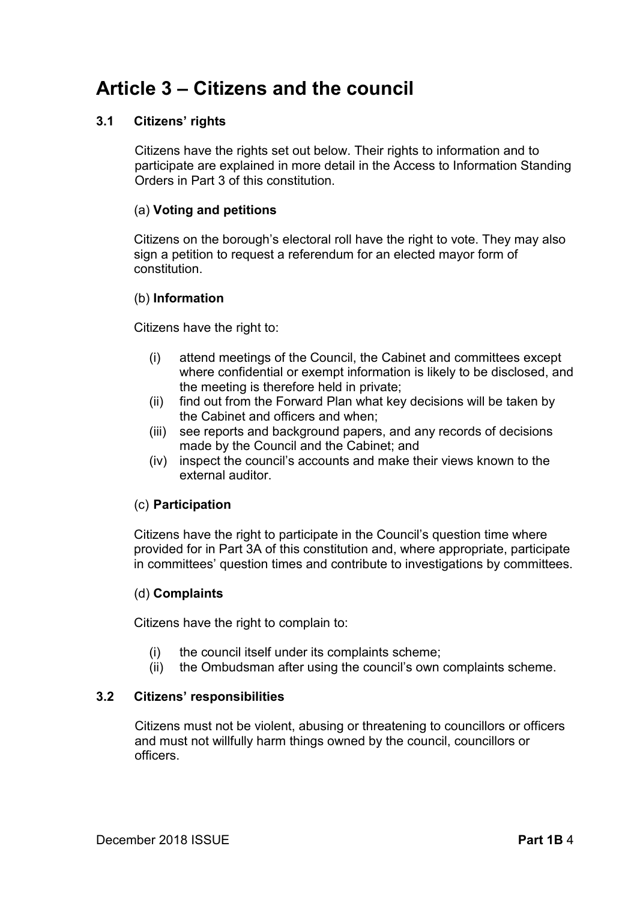# Article 3 – Citizens and the council

## 3.1 Citizens' rights

Citizens have the rights set out below. Their rights to information and to participate are explained in more detail in the Access to Information Standing Orders in Part 3 of this constitution.

### (a) Voting and petitions

Citizens on the borough's electoral roll have the right to vote. They may also sign a petition to request a referendum for an elected mayor form of constitution.

### (b) Information

Citizens have the right to:

(i) attend meetings of the Council, the Cabinet and committees except where confidential or exempt information is likely to be disclosed, and the meeting is therefore held in private;

(ii) find out from the Forward Plan what key decisions will be taken by the Cabinet and officers and when;

(iii) see reports and background papers, and any records of decisions made by the Council and the Cabinet; and

(iv) inspect the council's accounts and make their views known to the external auditor.

### (c) Participation

Citizens have the right to participate in the Council's question time where provided for in Part 3A of this constitution and, where appropriate, participate in committees' question times and contribute to investigations by committees.

### (d) Complaints

Citizens have the right to complain to:

(i) the council itself under its complaints scheme;

(ii) the Ombudsman after using the council's own complaints scheme.

## 3.2 Citizens' responsibilities

Citizens must not be violent, abusing or threatening to councillors or officers and must not willfully harm things owned by the council, councillors or officers.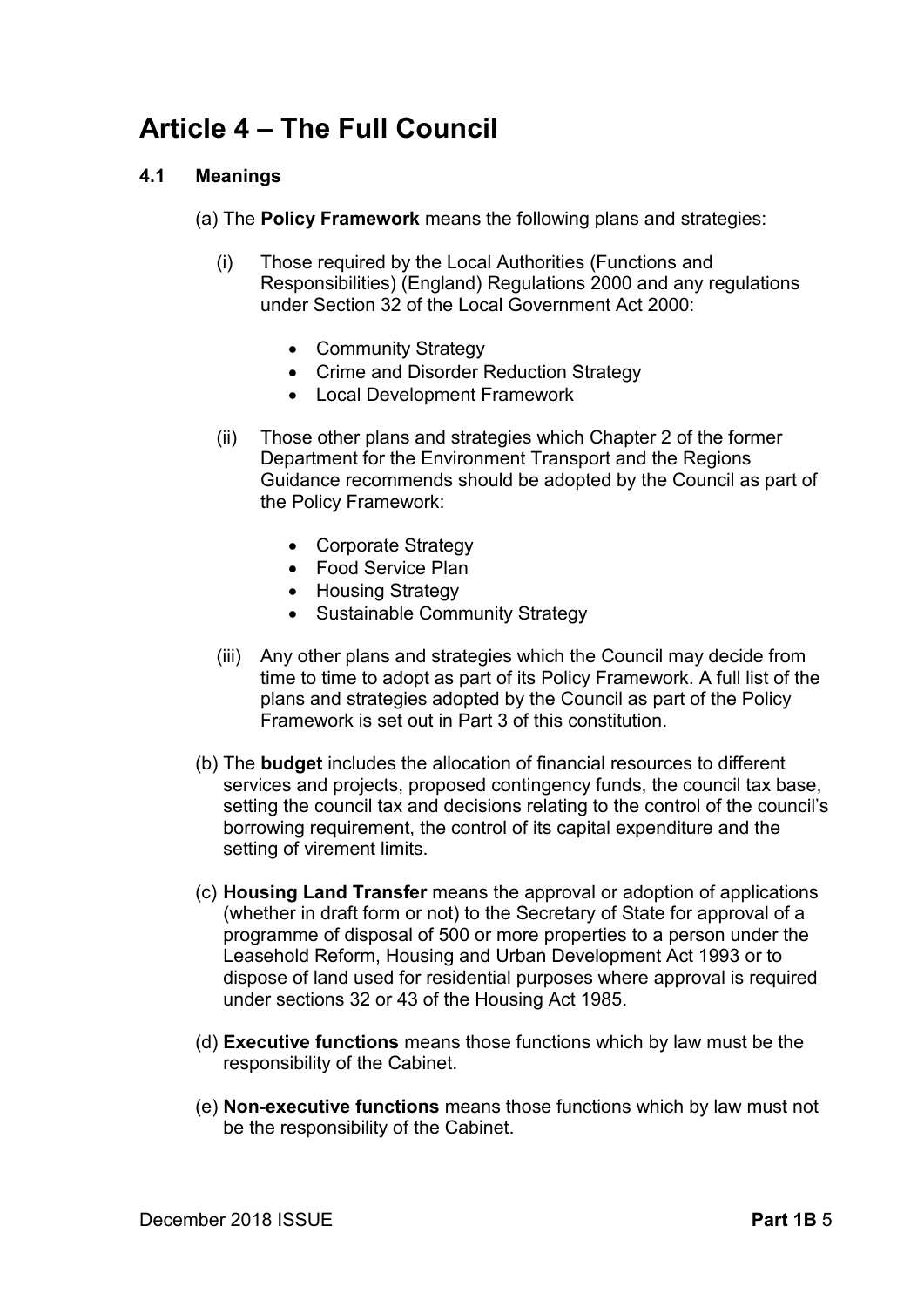# Article 4 – The Full Council

## 4.1 Meanings

(a) The **Policy Framework** means the following plans and strategies:

(i) Those required by the Local Authorities (Functions and Responsibilities) (England) Regulations 2000 and any regulations under Section 32 of the Local Government Act 2000:

- Community Strategy
- Crime and Disorder Reduction Strategy
- Local Development Framework

(ii) Those other plans and strategies which Chapter 2 of the former Department for the Environment Transport and the Regions Guidance recommends should be adopted by the Council as part of the Policy Framework:

- Corporate Strategy
- Food Service Plan
- Housing Strategy
- Sustainable Community Strategy

(iii) Any other plans and strategies which the Council may decide from time to time to adopt as part of its Policy Framework. A full list of the plans and strategies adopted by the Council as part of the Policy Framework is set out in Part 3 of this constitution.

(b) The **budget** includes the allocation of financial resources to different services and projects, proposed contingency funds, the council tax base, setting the council tax and decisions relating to the control of the council's borrowing requirement, the control of its capital expenditure and the setting of virement limits.

(c) **Housing Land Transfer** means the approval or adoption of applications (whether in draft form or not) to the Secretary of State for approval of a programme of disposal of 500 or more properties to a person under the Leasehold Reform, Housing and Urban Development Act 1993 or to dispose of land used for residential purposes where approval is required under sections 32 or 43 of the Housing Act 1985.

(d) **Executive functions** means those functions which by law must be the responsibility of the Cabinet.

(e) **Non-executive functions** means those functions which by law must not be the responsibility of the Cabinet.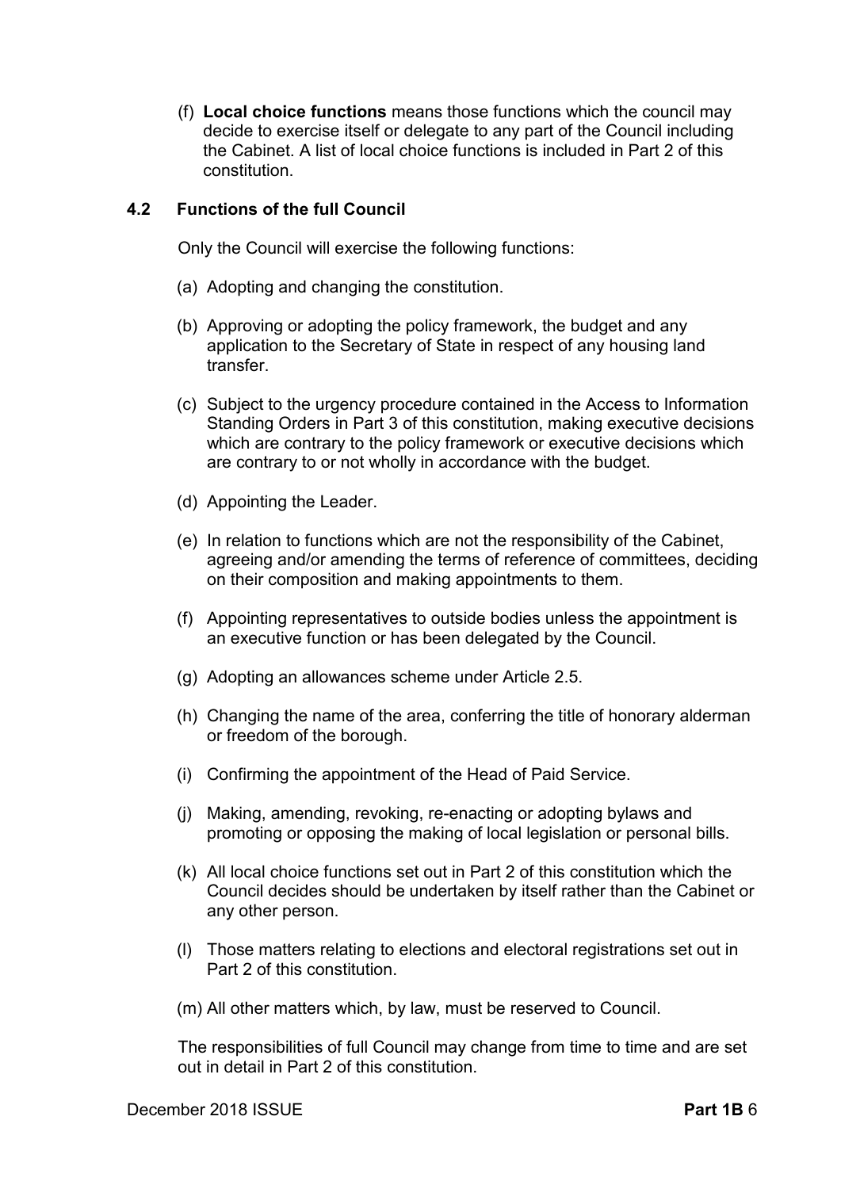(f) **Local choice functions** means those functions which the council may decide to exercise itself or delegate to any part of the Council including the Cabinet. A list of local choice functions is included in Part 2 of this constitution.

### 4.2 Functions of the full Council

Only the Council will exercise the following functions:

(a) Adopting and changing the constitution.

(b) Approving or adopting the policy framework, the budget and any application to the Secretary of State in respect of any housing land transfer.

(c) Subject to the urgency procedure contained in the Access to Information Standing Orders in Part 3 of this constitution, making executive decisions which are contrary to the policy framework or executive decisions which are contrary to or not wholly in accordance with the budget.

(d) Appointing the Leader.

(e) In relation to functions which are not the responsibility of the Cabinet, agreeing and/or amending the terms of reference of committees, deciding on their composition and making appointments to them.

(f) Appointing representatives to outside bodies unless the appointment is an executive function or has been delegated by the Council.

(g) Adopting an allowances scheme under Article 2.5.

(h) Changing the name of the area, conferring the title of honorary alderman or freedom of the borough.

(i) Confirming the appointment of the Head of Paid Service.

(j) Making, amending, revoking, re-enacting or adopting bylaws and promoting or opposing the making of local legislation or personal bills.

(k) All local choice functions set out in Part 2 of this constitution which the Council decides should be undertaken by itself rather than the Cabinet or any other person.

(l) Those matters relating to elections and electoral registrations set out in Part 2 of this constitution.

(m) All other matters which, by law, must be reserved to Council.

The responsibilities of full Council may change from time to time and are set out in detail in Part 2 of this constitution.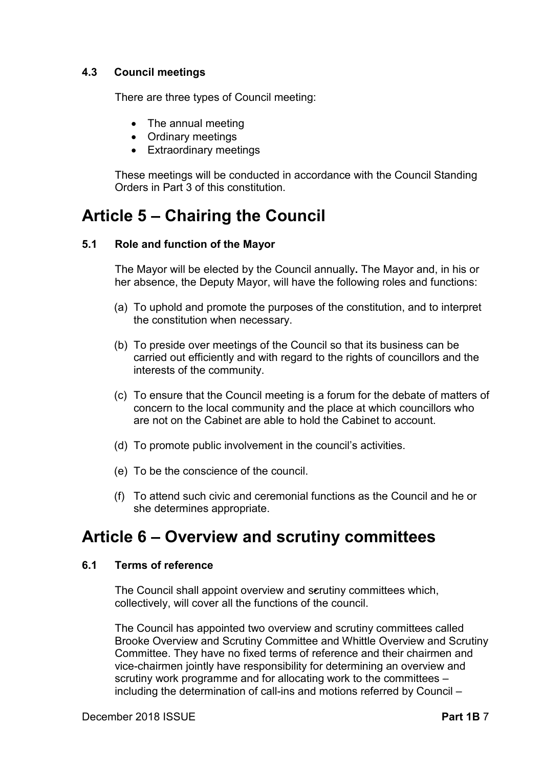### 4.3 Council meetings

There are three types of Council meeting:

- The annual meeting
- Ordinary meetings
- Extraordinary meetings

These meetings will be conducted in accordance with the Council Standing Orders in Part 3 of this constitution.

# Article 5 – Chairing the Council

### 5.1 Role and function of the Mayor

The Mayor will be elected by the Council annually**.** The Mayor and, in his or her absence, the Deputy Mayor, will have the following roles and functions:

(a) To uphold and promote the purposes of the constitution, and to interpret the constitution when necessary.

(b) To preside over meetings of the Council so that its business can be carried out efficiently and with regard to the rights of councillors and the interests of the community.

(c) To ensure that the Council meeting is a forum for the debate of matters of concern to the local community and the place at which councillors who are not on the Cabinet are able to hold the Cabinet to account.

(d) To promote public involvement in the council's activities.

(e) To be the conscience of the council.

(f) To attend such civic and ceremonial functions as the Council and he or she determines appropriate.

# Article 6 – Overview and scrutiny committees

### 6.1 Terms of reference

The Council shall appoint overview and scrutiny committees which, collectively, will cover all the functions of the council.

The Council has appointed two overview and scrutiny committees called Brooke Overview and Scrutiny Committee and Whittle Overview and Scrutiny Committee. They have no fixed terms of reference and their chairmen and vice-chairmen jointly have responsibility for determining an overview and scrutiny work programme and for allocating work to the committees – including the determination of call-ins and motions referred by Council –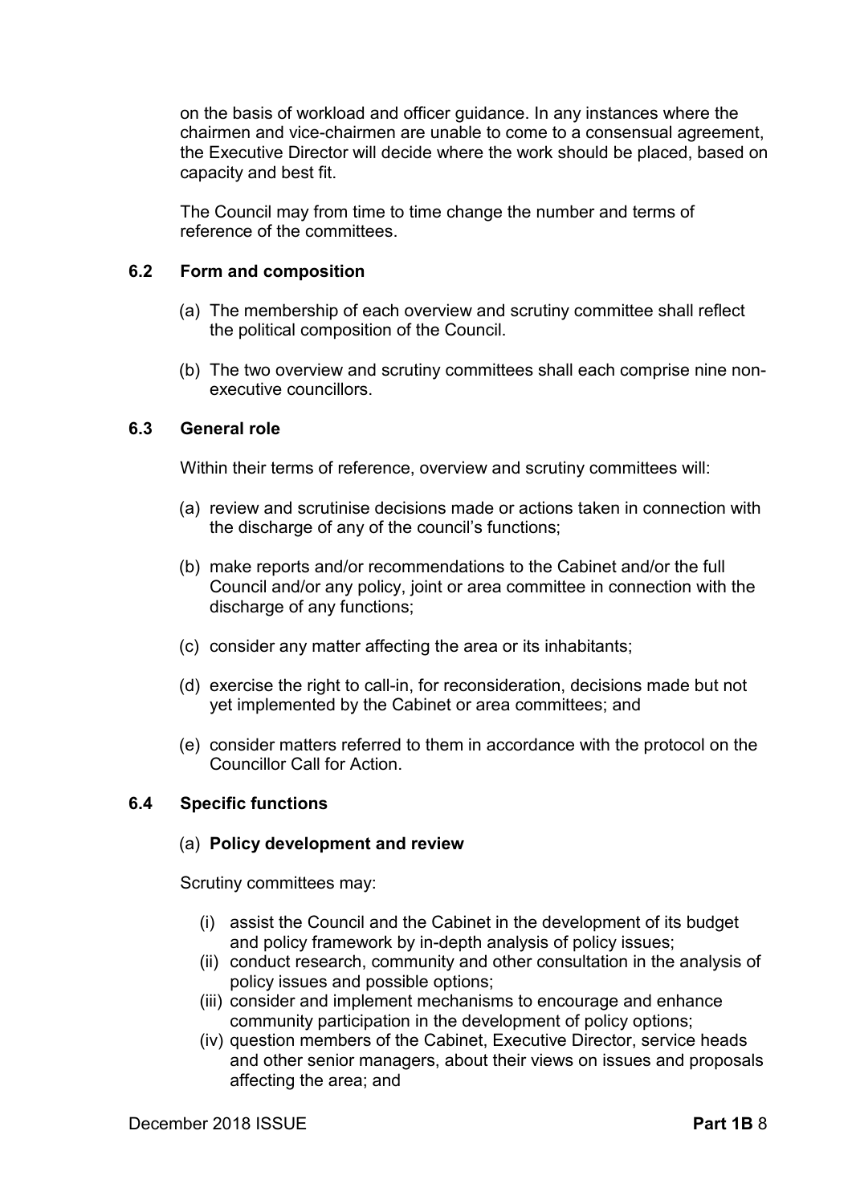on the basis of workload and officer guidance. In any instances where the chairmen and vice-chairmen are unable to come to a consensual agreement, the Executive Director will decide where the work should be placed, based on capacity and best fit.

The Council may from time to time change the number and terms of reference of the committees.

### 6.2 Form and composition

(a) The membership of each overview and scrutiny committee shall reflect the political composition of the Council.

(b) The two overview and scrutiny committees shall each comprise nine non-executive councillors.

### 6.3 General role

Within their terms of reference, overview and scrutiny committees will:

(a) review and scrutinise decisions made or actions taken in connection with the discharge of any of the council's functions;

(b) make reports and/or recommendations to the Cabinet and/or the full Council and/or any policy, joint or area committee in connection with the discharge of any functions;

(c) consider any matter affecting the area or its inhabitants;

(d) exercise the right to call-in, for reconsideration, decisions made but not yet implemented by the Cabinet or area committees; and

(e) consider matters referred to them in accordance with the protocol on the Councillor Call for Action.

### 6.4 Specific functions

(a) **Policy development and review**

Scrutiny committees may:

(i) assist the Council and the Cabinet in the development of its budget and policy framework by in-depth analysis of policy issues;
(ii) conduct research, community and other consultation in the analysis of policy issues and possible options;
(iii) consider and implement mechanisms to encourage and enhance community participation in the development of policy options;
(iv) question members of the Cabinet, Executive Director, service heads and other senior managers, about their views on issues and proposals affecting the area; and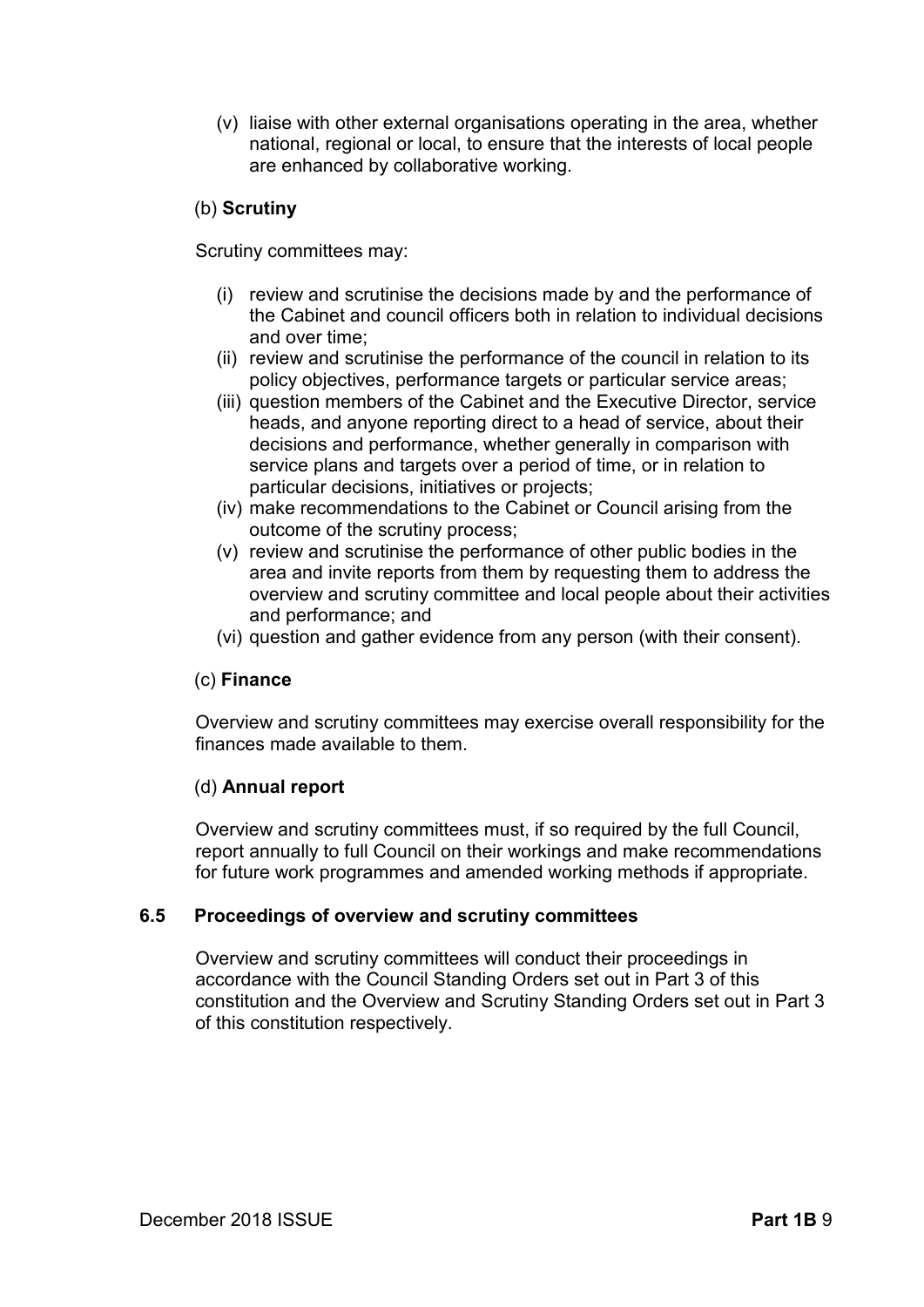(v) liaise with other external organisations operating in the area, whether national, regional or local, to ensure that the interests of local people are enhanced by collaborative working.

(b) **Scrutiny**

Scrutiny committees may:

(i) review and scrutinise the decisions made by and the performance of the Cabinet and council officers both in relation to individual decisions and over time;
(ii) review and scrutinise the performance of the council in relation to its policy objectives, performance targets or particular service areas;
(iii) question members of the Cabinet and the Executive Director, service heads, and anyone reporting direct to a head of service, about their decisions and performance, whether generally in comparison with service plans and targets over a period of time, or in relation to particular decisions, initiatives or projects;
(iv) make recommendations to the Cabinet or Council arising from the outcome of the scrutiny process;
(v) review and scrutinise the performance of other public bodies in the area and invite reports from them by requesting them to address the overview and scrutiny committee and local people about their activities and performance; and
(vi) question and gather evidence from any person (with their consent).

(c) **Finance**

Overview and scrutiny committees may exercise overall responsibility for the finances made available to them.

(d) **Annual report**

Overview and scrutiny committees must, if so required by the full Council, report annually to full Council on their workings and make recommendations for future work programmes and amended working methods if appropriate.

### 6.5 Proceedings of overview and scrutiny committees

Overview and scrutiny committees will conduct their proceedings in accordance with the Council Standing Orders set out in Part 3 of this constitution and the Overview and Scrutiny Standing Orders set out in Part 3 of this constitution respectively.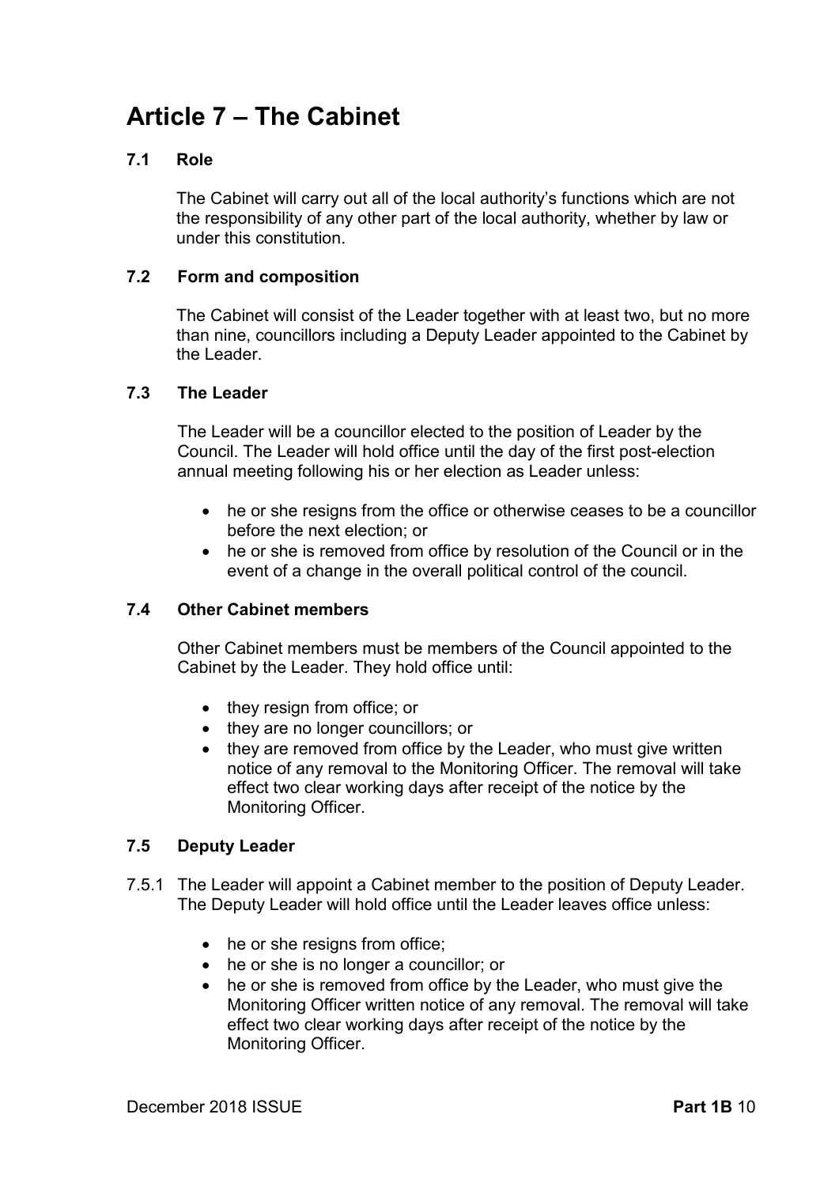# Article 7 – The Cabinet

### 7.1 Role

The Cabinet will carry out all of the local authority's functions which are not the responsibility of any other part of the local authority, whether by law or under this constitution.

### 7.2 Form and composition

The Cabinet will consist of the Leader together with at least two, but no more than nine, councillors including a Deputy Leader appointed to the Cabinet by the Leader.

### 7.3 The Leader

The Leader will be a councillor elected to the position of Leader by the Council. The Leader will hold office until the day of the first post-election annual meeting following his or her election as Leader unless:

- he or she resigns from the office or otherwise ceases to be a councillor before the next election; or
- he or she is removed from office by resolution of the Council or in the event of a change in the overall political control of the council.

### 7.4 Other Cabinet members

Other Cabinet members must be members of the Council appointed to the Cabinet by the Leader. They hold office until:

- they resign from office; or
- they are no longer councillors; or
- they are removed from office by the Leader, who must give written notice of any removal to the Monitoring Officer. The removal will take effect two clear working days after receipt of the notice by the Monitoring Officer.

### 7.5 Deputy Leader

7.5.1 The Leader will appoint a Cabinet member to the position of Deputy Leader. The Deputy Leader will hold office until the Leader leaves office unless:

- he or she resigns from office;
- he or she is no longer a councillor; or
- he or she is removed from office by the Leader, who must give the Monitoring Officer written notice of any removal. The removal will take effect two clear working days after receipt of the notice by the Monitoring Officer.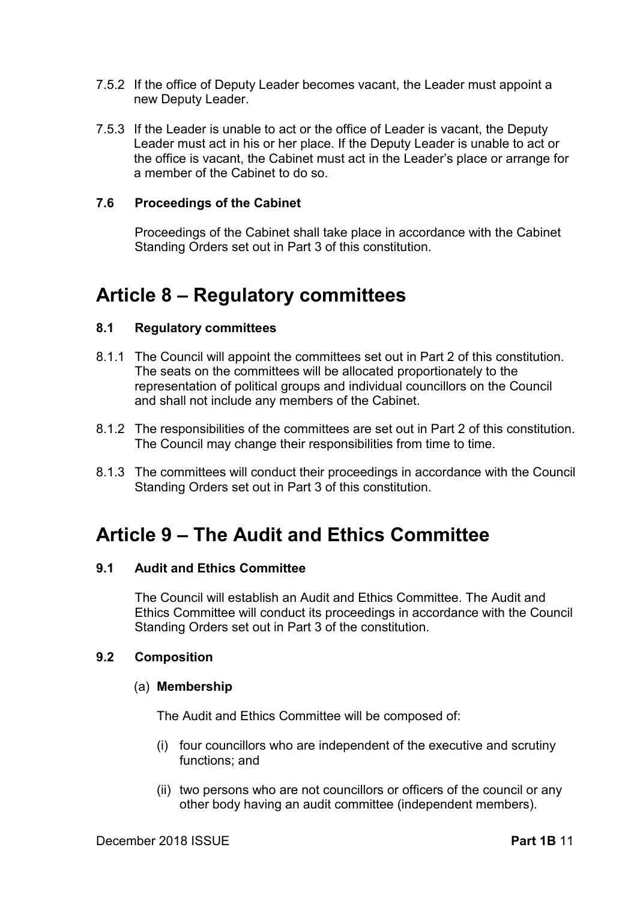7.5.2 If the office of Deputy Leader becomes vacant, the Leader must appoint a new Deputy Leader.

7.5.3 If the Leader is unable to act or the office of Leader is vacant, the Deputy Leader must act in his or her place. If the Deputy Leader is unable to act or the office is vacant, the Cabinet must act in the Leader's place or arrange for a member of the Cabinet to do so.

### 7.6 Proceedings of the Cabinet

Proceedings of the Cabinet shall take place in accordance with the Cabinet Standing Orders set out in Part 3 of this constitution.

## Article 8 – Regulatory committees

### 8.1 Regulatory committees

8.1.1 The Council will appoint the committees set out in Part 2 of this constitution. The seats on the committees will be allocated proportionately to the representation of political groups and individual councillors on the Council and shall not include any members of the Cabinet.

8.1.2 The responsibilities of the committees are set out in Part 2 of this constitution. The Council may change their responsibilities from time to time.

8.1.3 The committees will conduct their proceedings in accordance with the Council Standing Orders set out in Part 3 of this constitution.

## Article 9 – The Audit and Ethics Committee

### 9.1 Audit and Ethics Committee

The Council will establish an Audit and Ethics Committee. The Audit and Ethics Committee will conduct its proceedings in accordance with the Council Standing Orders set out in Part 3 of the constitution.

### 9.2 Composition

(a) **Membership**

The Audit and Ethics Committee will be composed of:

(i) four councillors who are independent of the executive and scrutiny functions; and

(ii) two persons who are not councillors or officers of the council or any other body having an audit committee (independent members).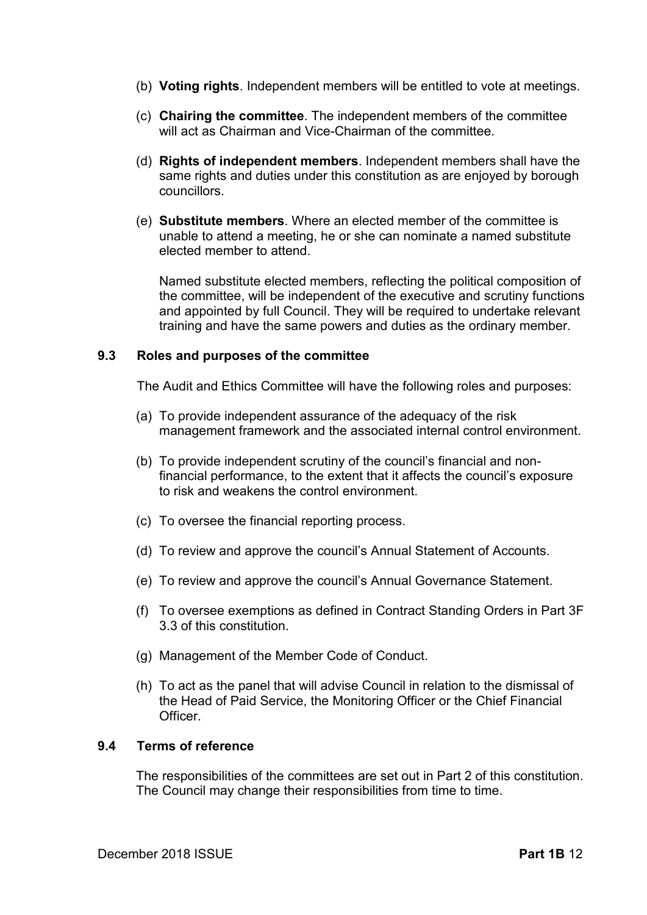(b) **Voting rights**. Independent members will be entitled to vote at meetings.

(c) **Chairing the committee**. The independent members of the committee will act as Chairman and Vice-Chairman of the committee.

(d) **Rights of independent members**. Independent members shall have the same rights and duties under this constitution as are enjoyed by borough councillors.

(e) **Substitute members**. Where an elected member of the committee is unable to attend a meeting, he or she can nominate a named substitute elected member to attend.

Named substitute elected members, reflecting the political composition of the committee, will be independent of the executive and scrutiny functions and appointed by full Council. They will be required to undertake relevant training and have the same powers and duties as the ordinary member.

### 9.3 Roles and purposes of the committee

The Audit and Ethics Committee will have the following roles and purposes:

(a) To provide independent assurance of the adequacy of the risk management framework and the associated internal control environment.

(b) To provide independent scrutiny of the council's financial and non-financial performance, to the extent that it affects the council's exposure to risk and weakens the control environment.

(c) To oversee the financial reporting process.

(d) To review and approve the council's Annual Statement of Accounts.

(e) To review and approve the council's Annual Governance Statement.

(f) To oversee exemptions as defined in Contract Standing Orders in Part 3F 3.3 of this constitution.

(g) Management of the Member Code of Conduct.

(h) To act as the panel that will advise Council in relation to the dismissal of the Head of Paid Service, the Monitoring Officer or the Chief Financial Officer.

### 9.4 Terms of reference

The responsibilities of the committees are set out in Part 2 of this constitution. The Council may change their responsibilities from time to time.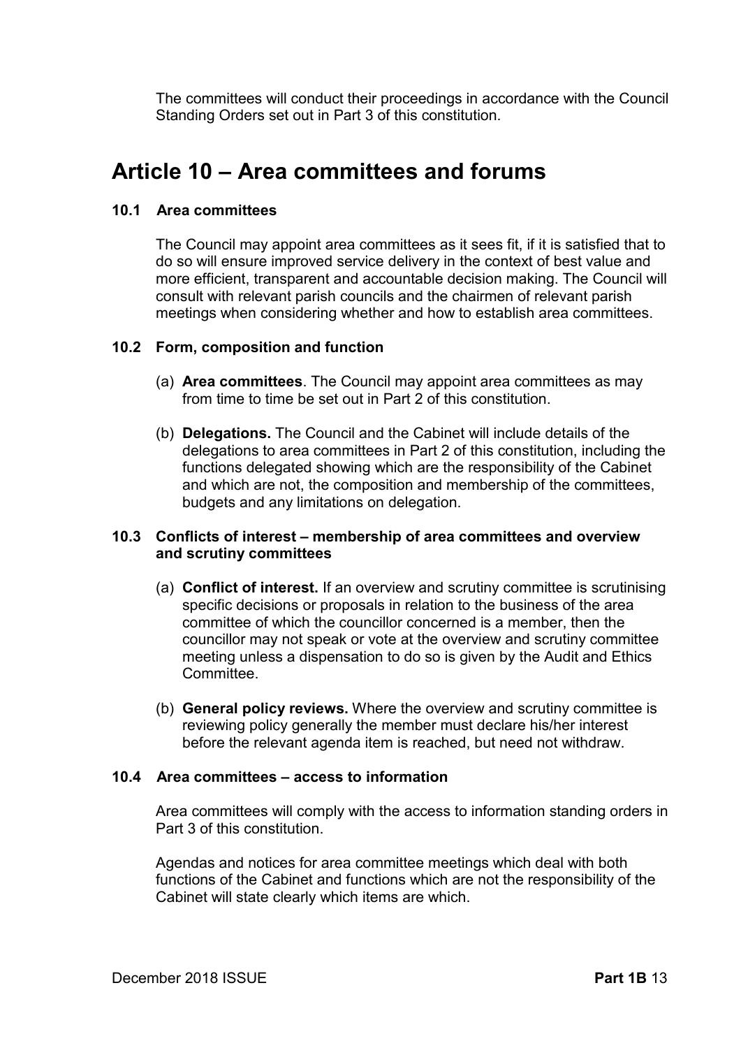The committees will conduct their proceedings in accordance with the Council Standing Orders set out in Part 3 of this constitution.

# Article 10 – Area committees and forums

### 10.1 Area committees

The Council may appoint area committees as it sees fit, if it is satisfied that to do so will ensure improved service delivery in the context of best value and more efficient, transparent and accountable decision making. The Council will consult with relevant parish councils and the chairmen of relevant parish meetings when considering whether and how to establish area committees.

### 10.2 Form, composition and function

(a) **Area committees**. The Council may appoint area committees as may from time to time be set out in Part 2 of this constitution.

(b) **Delegations.** The Council and the Cabinet will include details of the delegations to area committees in Part 2 of this constitution, including the functions delegated showing which are the responsibility of the Cabinet and which are not, the composition and membership of the committees, budgets and any limitations on delegation.

### 10.3 Conflicts of interest – membership of area committees and overview and scrutiny committees

(a) **Conflict of interest.** If an overview and scrutiny committee is scrutinising specific decisions or proposals in relation to the business of the area committee of which the councillor concerned is a member, then the councillor may not speak or vote at the overview and scrutiny committee meeting unless a dispensation to do so is given by the Audit and Ethics Committee.

(b) **General policy reviews.** Where the overview and scrutiny committee is reviewing policy generally the member must declare his/her interest before the relevant agenda item is reached, but need not withdraw.

### 10.4 Area committees – access to information

Area committees will comply with the access to information standing orders in Part 3 of this constitution.

Agendas and notices for area committee meetings which deal with both functions of the Cabinet and functions which are not the responsibility of the Cabinet will state clearly which items are which.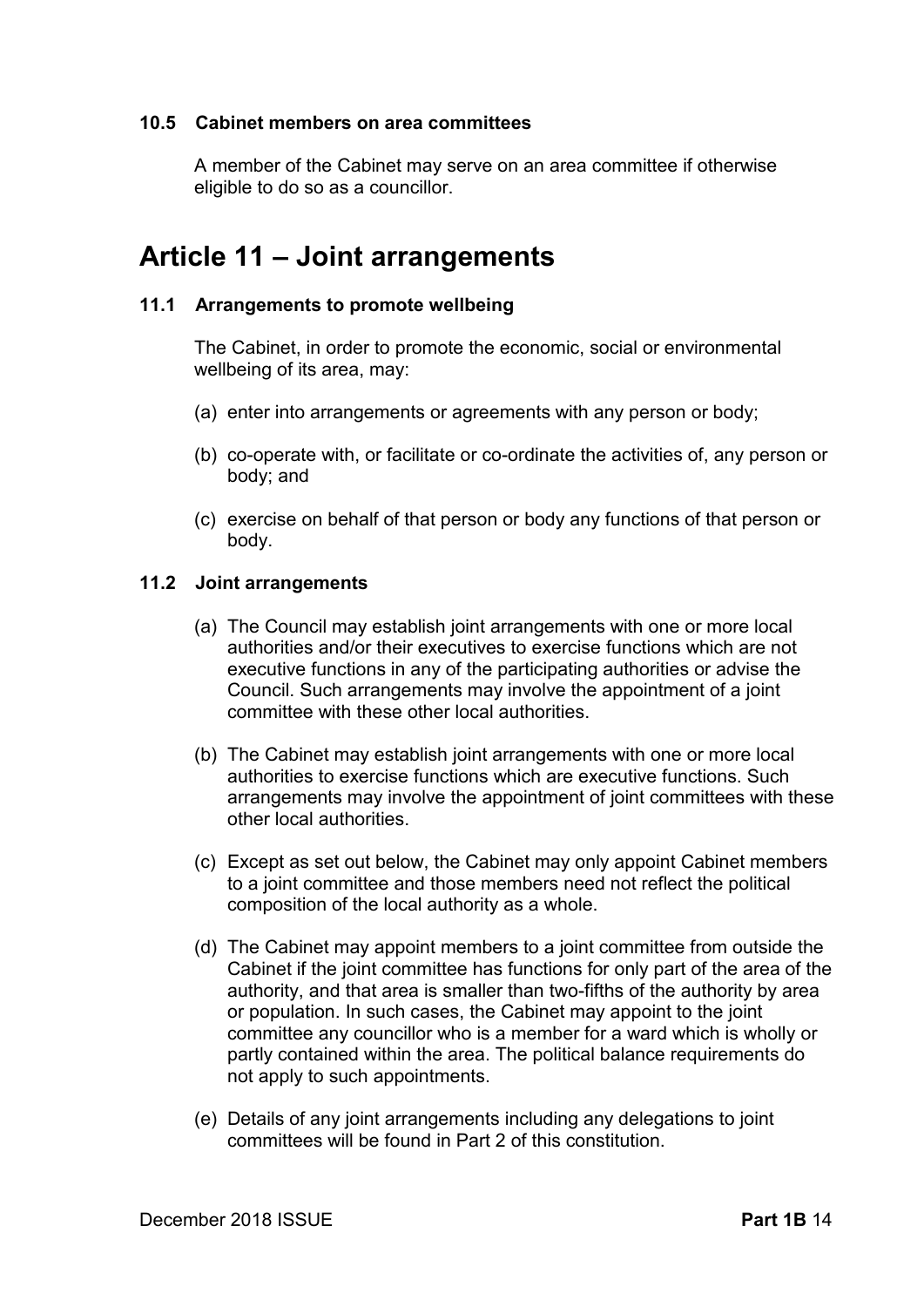### 10.5 Cabinet members on area committees

A member of the Cabinet may serve on an area committee if otherwise eligible to do so as a councillor.

# Article 11 – Joint arrangements

### 11.1 Arrangements to promote wellbeing

The Cabinet, in order to promote the economic, social or environmental wellbeing of its area, may:

(a) enter into arrangements or agreements with any person or body;

(b) co-operate with, or facilitate or co-ordinate the activities of, any person or body; and

(c) exercise on behalf of that person or body any functions of that person or body.

### 11.2 Joint arrangements

(a) The Council may establish joint arrangements with one or more local authorities and/or their executives to exercise functions which are not executive functions in any of the participating authorities or advise the Council. Such arrangements may involve the appointment of a joint committee with these other local authorities.

(b) The Cabinet may establish joint arrangements with one or more local authorities to exercise functions which are executive functions. Such arrangements may involve the appointment of joint committees with these other local authorities.

(c) Except as set out below, the Cabinet may only appoint Cabinet members to a joint committee and those members need not reflect the political composition of the local authority as a whole.

(d) The Cabinet may appoint members to a joint committee from outside the Cabinet if the joint committee has functions for only part of the area of the authority, and that area is smaller than two-fifths of the authority by area or population. In such cases, the Cabinet may appoint to the joint committee any councillor who is a member for a ward which is wholly or partly contained within the area. The political balance requirements do not apply to such appointments.

(e) Details of any joint arrangements including any delegations to joint committees will be found in Part 2 of this constitution.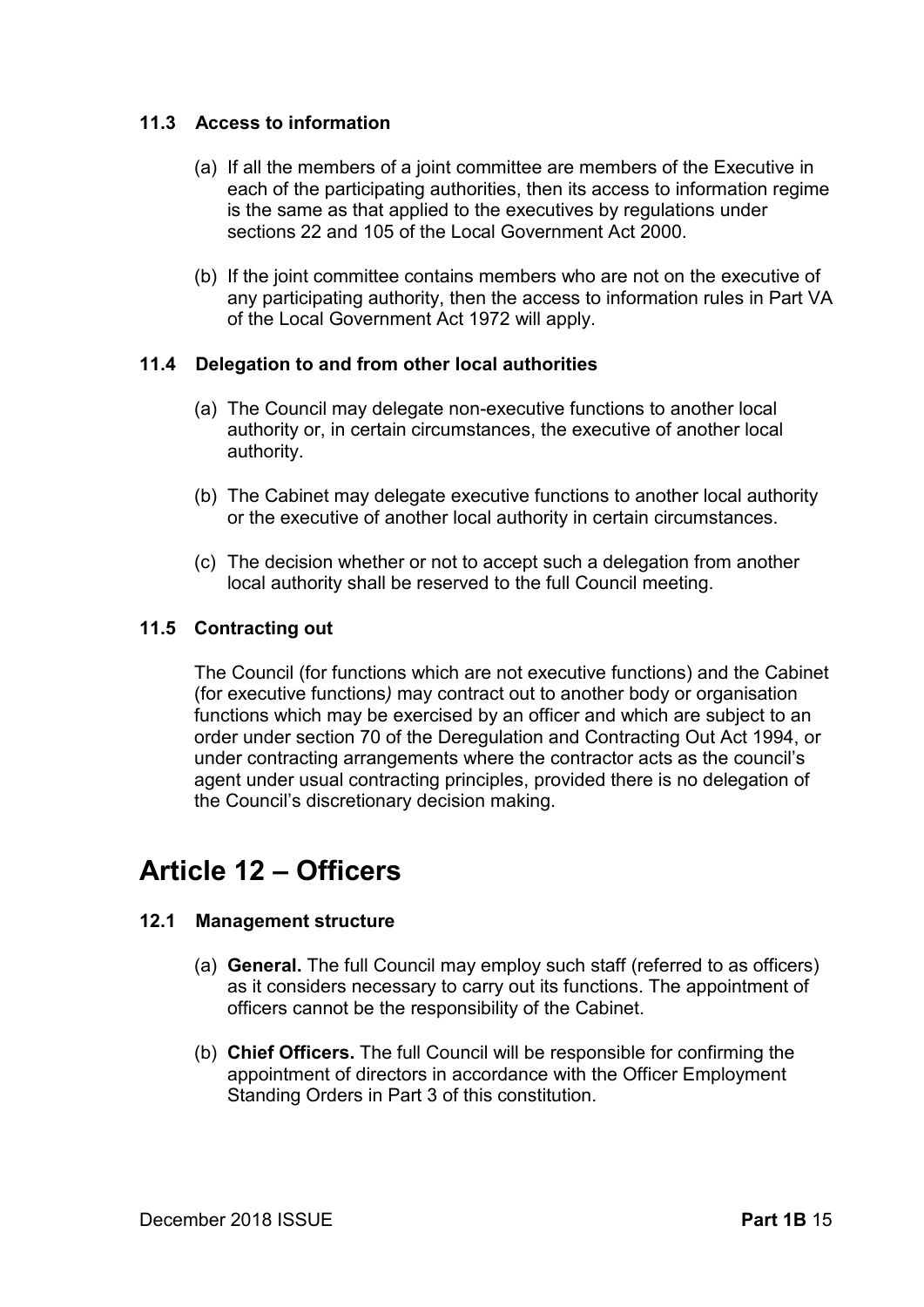### 11.3 Access to information

(a) If all the members of a joint committee are members of the Executive in each of the participating authorities, then its access to information regime is the same as that applied to the executives by regulations under sections 22 and 105 of the Local Government Act 2000.

(b) If the joint committee contains members who are not on the executive of any participating authority, then the access to information rules in Part VA of the Local Government Act 1972 will apply.

### 11.4 Delegation to and from other local authorities

(a) The Council may delegate non-executive functions to another local authority or, in certain circumstances, the executive of another local authority.

(b) The Cabinet may delegate executive functions to another local authority or the executive of another local authority in certain circumstances.

(c) The decision whether or not to accept such a delegation from another local authority shall be reserved to the full Council meeting.

### 11.5 Contracting out

The Council (for functions which are not executive functions) and the Cabinet (for executive functions*)* may contract out to another body or organisation functions which may be exercised by an officer and which are subject to an order under section 70 of the Deregulation and Contracting Out Act 1994, or under contracting arrangements where the contractor acts as the council's agent under usual contracting principles, provided there is no delegation of the Council's discretionary decision making.

## Article 12 – Officers

### 12.1 Management structure

(a) **General.** The full Council may employ such staff (referred to as officers) as it considers necessary to carry out its functions. The appointment of officers cannot be the responsibility of the Cabinet.

(b) **Chief Officers.** The full Council will be responsible for confirming the appointment of directors in accordance with the Officer Employment Standing Orders in Part 3 of this constitution.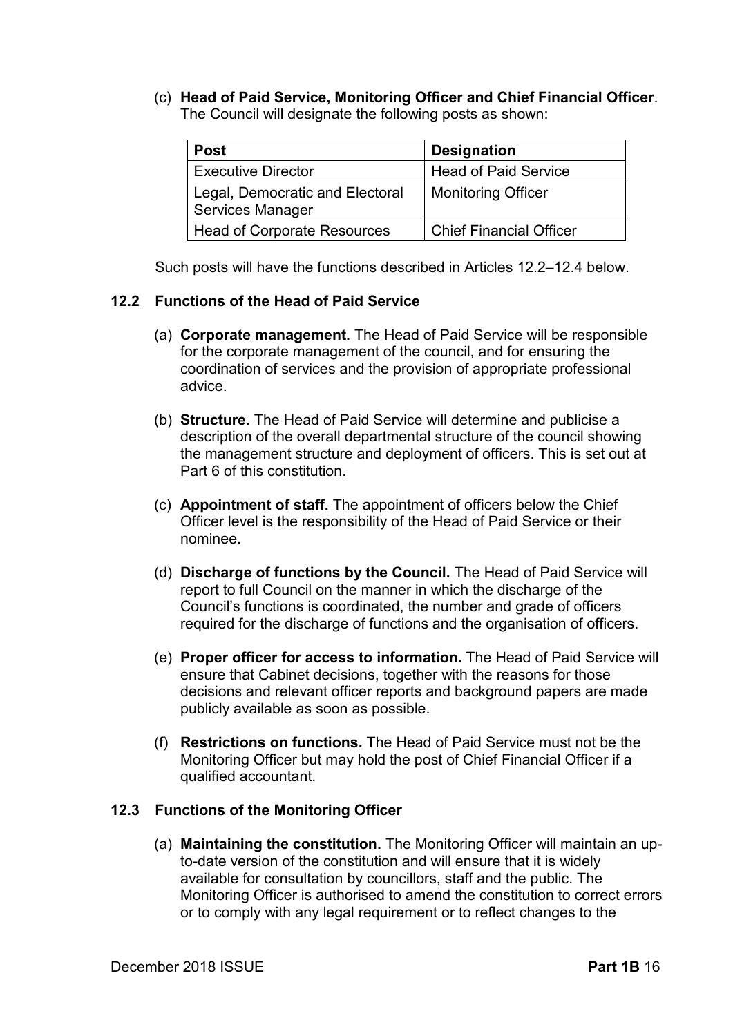(c) **Head of Paid Service, Monitoring Officer and Chief Financial Officer**. The Council will designate the following posts as shown:

| Post | Designation |
| --- | --- |
| Executive Director | Head of Paid Service |
| Legal, Democratic and Electoral Services Manager | Monitoring Officer |
| Head of Corporate Resources | Chief Financial Officer |

Such posts will have the functions described in Articles 12.2–12.4 below.

### 12.2 Functions of the Head of Paid Service

(a) **Corporate management.** The Head of Paid Service will be responsible for the corporate management of the council, and for ensuring the coordination of services and the provision of appropriate professional advice.

(b) **Structure.** The Head of Paid Service will determine and publicise a description of the overall departmental structure of the council showing the management structure and deployment of officers. This is set out at Part 6 of this constitution.

(c) **Appointment of staff.** The appointment of officers below the Chief Officer level is the responsibility of the Head of Paid Service or their nominee.

(d) **Discharge of functions by the Council.** The Head of Paid Service will report to full Council on the manner in which the discharge of the Council's functions is coordinated, the number and grade of officers required for the discharge of functions and the organisation of officers.

(e) **Proper officer for access to information.** The Head of Paid Service will ensure that Cabinet decisions, together with the reasons for those decisions and relevant officer reports and background papers are made publicly available as soon as possible.

(f) **Restrictions on functions.** The Head of Paid Service must not be the Monitoring Officer but may hold the post of Chief Financial Officer if a qualified accountant.

### 12.3 Functions of the Monitoring Officer

(a) **Maintaining the constitution.** The Monitoring Officer will maintain an up-to-date version of the constitution and will ensure that it is widely available for consultation by councillors, staff and the public. The Monitoring Officer is authorised to amend the constitution to correct errors or to comply with any legal requirement or to reflect changes to the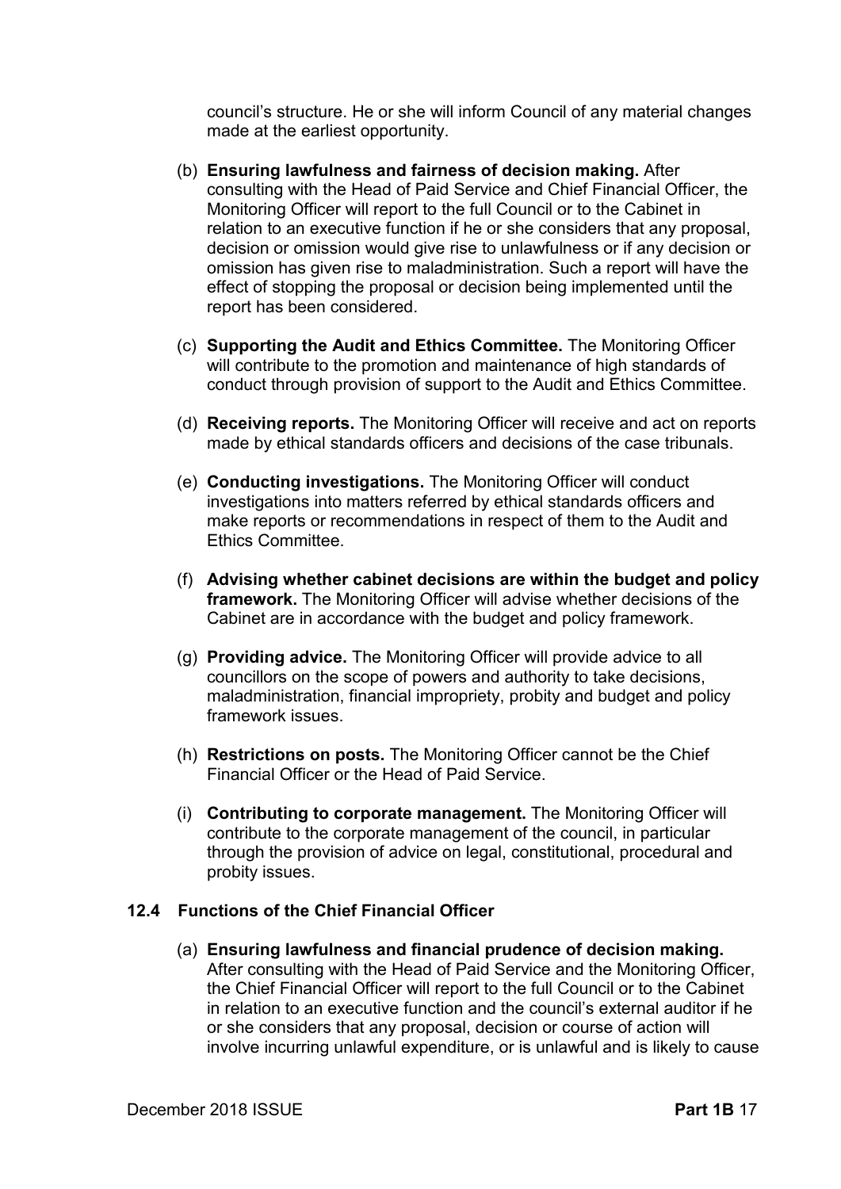council's structure. He or she will inform Council of any material changes made at the earliest opportunity.

(b) **Ensuring lawfulness and fairness of decision making.** After consulting with the Head of Paid Service and Chief Financial Officer, the Monitoring Officer will report to the full Council or to the Cabinet in relation to an executive function if he or she considers that any proposal, decision or omission would give rise to unlawfulness or if any decision or omission has given rise to maladministration. Such a report will have the effect of stopping the proposal or decision being implemented until the report has been considered.

(c) **Supporting the Audit and Ethics Committee.** The Monitoring Officer will contribute to the promotion and maintenance of high standards of conduct through provision of support to the Audit and Ethics Committee.

(d) **Receiving reports.** The Monitoring Officer will receive and act on reports made by ethical standards officers and decisions of the case tribunals.

(e) **Conducting investigations.** The Monitoring Officer will conduct investigations into matters referred by ethical standards officers and make reports or recommendations in respect of them to the Audit and Ethics Committee.

(f) **Advising whether cabinet decisions are within the budget and policy framework.** The Monitoring Officer will advise whether decisions of the Cabinet are in accordance with the budget and policy framework.

(g) **Providing advice.** The Monitoring Officer will provide advice to all councillors on the scope of powers and authority to take decisions, maladministration, financial impropriety, probity and budget and policy framework issues.

(h) **Restrictions on posts.** The Monitoring Officer cannot be the Chief Financial Officer or the Head of Paid Service.

(i) **Contributing to corporate management.** The Monitoring Officer will contribute to the corporate management of the council, in particular through the provision of advice on legal, constitutional, procedural and probity issues.

### 12.4 Functions of the Chief Financial Officer

(a) **Ensuring lawfulness and financial prudence of decision making.** After consulting with the Head of Paid Service and the Monitoring Officer, the Chief Financial Officer will report to the full Council or to the Cabinet in relation to an executive function and the council's external auditor if he or she considers that any proposal, decision or course of action will involve incurring unlawful expenditure, or is unlawful and is likely to cause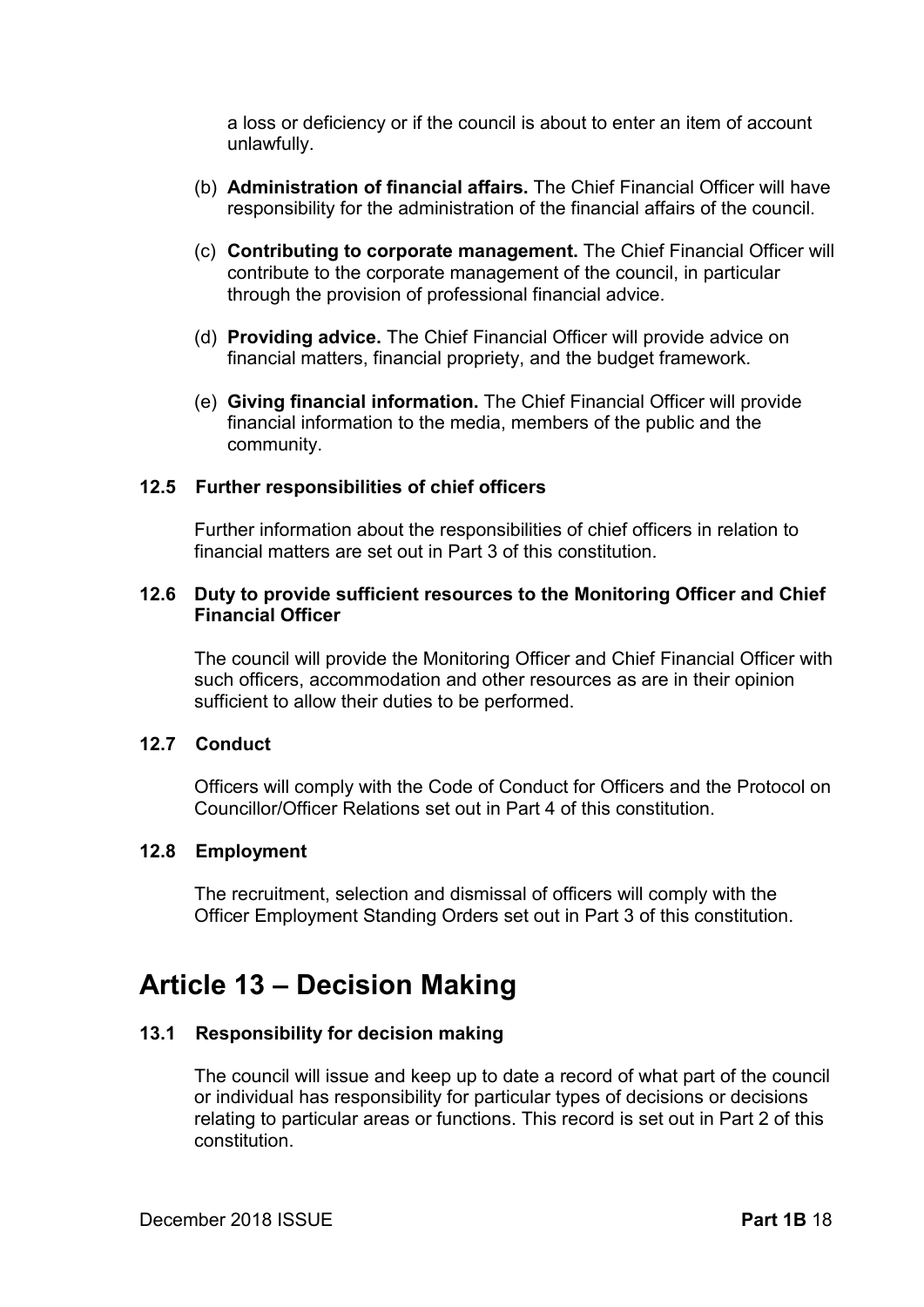a loss or deficiency or if the council is about to enter an item of account unlawfully.

(b) **Administration of financial affairs.** The Chief Financial Officer will have responsibility for the administration of the financial affairs of the council.

(c) **Contributing to corporate management.** The Chief Financial Officer will contribute to the corporate management of the council, in particular through the provision of professional financial advice.

(d) **Providing advice.** The Chief Financial Officer will provide advice on financial matters, financial propriety, and the budget framework.

(e) **Giving financial information.** The Chief Financial Officer will provide financial information to the media, members of the public and the community.

### 12.5 Further responsibilities of chief officers

Further information about the responsibilities of chief officers in relation to financial matters are set out in Part 3 of this constitution.

### 12.6 Duty to provide sufficient resources to the Monitoring Officer and Chief Financial Officer

The council will provide the Monitoring Officer and Chief Financial Officer with such officers, accommodation and other resources as are in their opinion sufficient to allow their duties to be performed.

### 12.7 Conduct

Officers will comply with the Code of Conduct for Officers and the Protocol on Councillor/Officer Relations set out in Part 4 of this constitution.

### 12.8 Employment

The recruitment, selection and dismissal of officers will comply with the Officer Employment Standing Orders set out in Part 3 of this constitution.

## Article 13 – Decision Making

### 13.1 Responsibility for decision making

The council will issue and keep up to date a record of what part of the council or individual has responsibility for particular types of decisions or decisions relating to particular areas or functions. This record is set out in Part 2 of this constitution.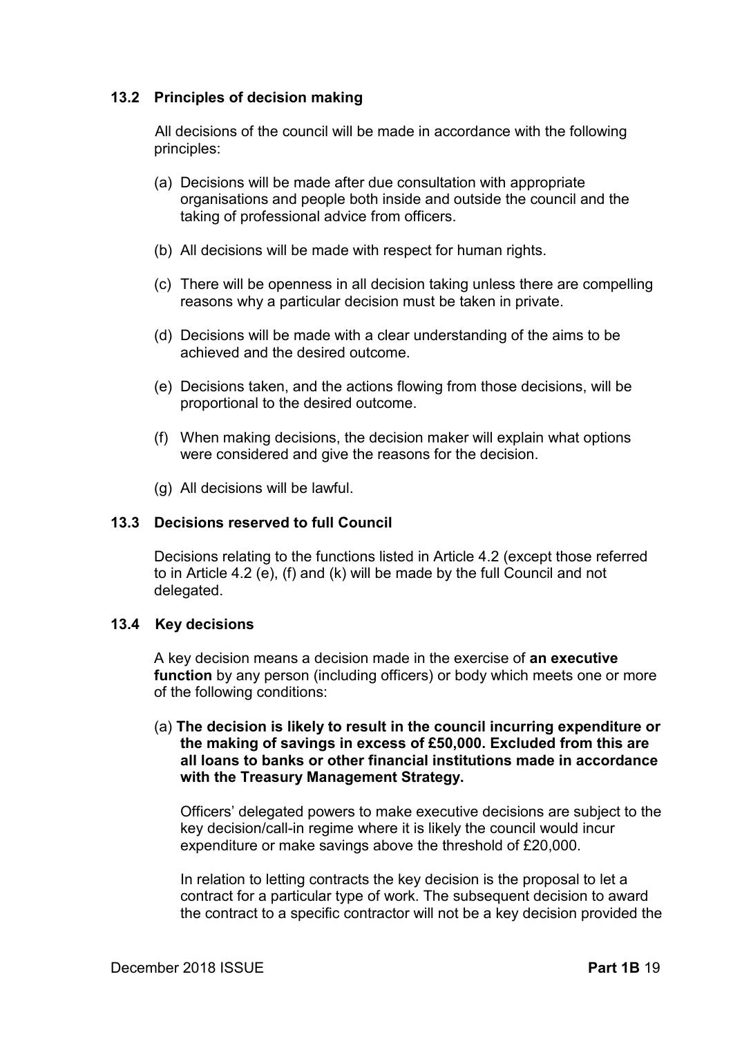### 13.2 Principles of decision making

All decisions of the council will be made in accordance with the following principles:

(a) Decisions will be made after due consultation with appropriate organisations and people both inside and outside the council and the taking of professional advice from officers.

(b) All decisions will be made with respect for human rights.

(c) There will be openness in all decision taking unless there are compelling reasons why a particular decision must be taken in private.

(d) Decisions will be made with a clear understanding of the aims to be achieved and the desired outcome.

(e) Decisions taken, and the actions flowing from those decisions, will be proportional to the desired outcome.

(f) When making decisions, the decision maker will explain what options were considered and give the reasons for the decision.

(g) All decisions will be lawful.

### 13.3 Decisions reserved to full Council

Decisions relating to the functions listed in Article 4.2 (except those referred to in Article 4.2 (e), (f) and (k) will be made by the full Council and not delegated.

### 13.4 Key decisions

A key decision means a decision made in the exercise of **an executive function** by any person (including officers) or body which meets one or more of the following conditions:

(a) **The decision is likely to result in the council incurring expenditure or the making of savings in excess of £50,000. Excluded from this are all loans to banks or other financial institutions made in accordance with the Treasury Management Strategy.**

Officers' delegated powers to make executive decisions are subject to the key decision/call-in regime where it is likely the council would incur expenditure or make savings above the threshold of £20,000.

In relation to letting contracts the key decision is the proposal to let a contract for a particular type of work. The subsequent decision to award the contract to a specific contractor will not be a key decision provided the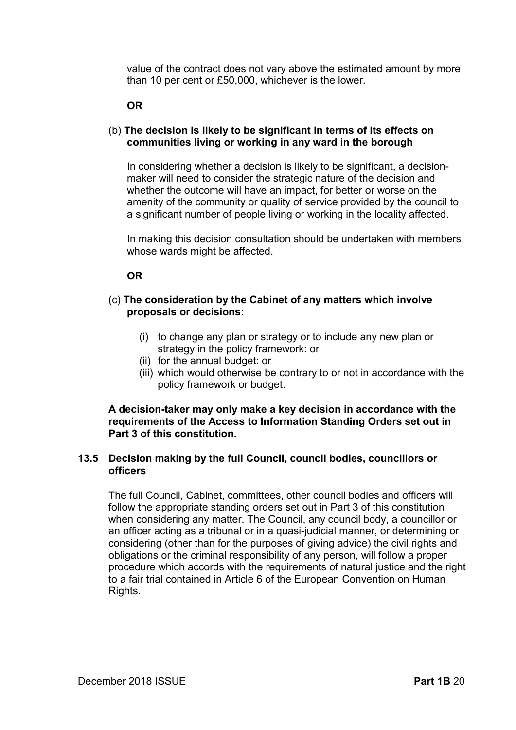value of the contract does not vary above the estimated amount by more than 10 per cent or £50,000, whichever is the lower.

**OR**

(b) **The decision is likely to be significant in terms of its effects on communities living or working in any ward in the borough**

In considering whether a decision is likely to be significant, a decision-maker will need to consider the strategic nature of the decision and whether the outcome will have an impact, for better or worse on the amenity of the community or quality of service provided by the council to a significant number of people living or working in the locality affected.

In making this decision consultation should be undertaken with members whose wards might be affected.

**OR**

(c) **The consideration by the Cabinet of any matters which involve proposals or decisions:**

- (i) to change any plan or strategy or to include any new plan or strategy in the policy framework: or
- (ii) for the annual budget: or
- (iii) which would otherwise be contrary to or not in accordance with the policy framework or budget.

**A decision-taker may only make a key decision in accordance with the requirements of the Access to Information Standing Orders set out in Part 3 of this constitution.**

### 13.5 Decision making by the full Council, council bodies, councillors or officers

The full Council, Cabinet, committees, other council bodies and officers will follow the appropriate standing orders set out in Part 3 of this constitution when considering any matter. The Council, any council body, a councillor or an officer acting as a tribunal or in a quasi-judicial manner, or determining or considering (other than for the purposes of giving advice) the civil rights and obligations or the criminal responsibility of any person, will follow a proper procedure which accords with the requirements of natural justice and the right to a fair trial contained in Article 6 of the European Convention on Human Rights.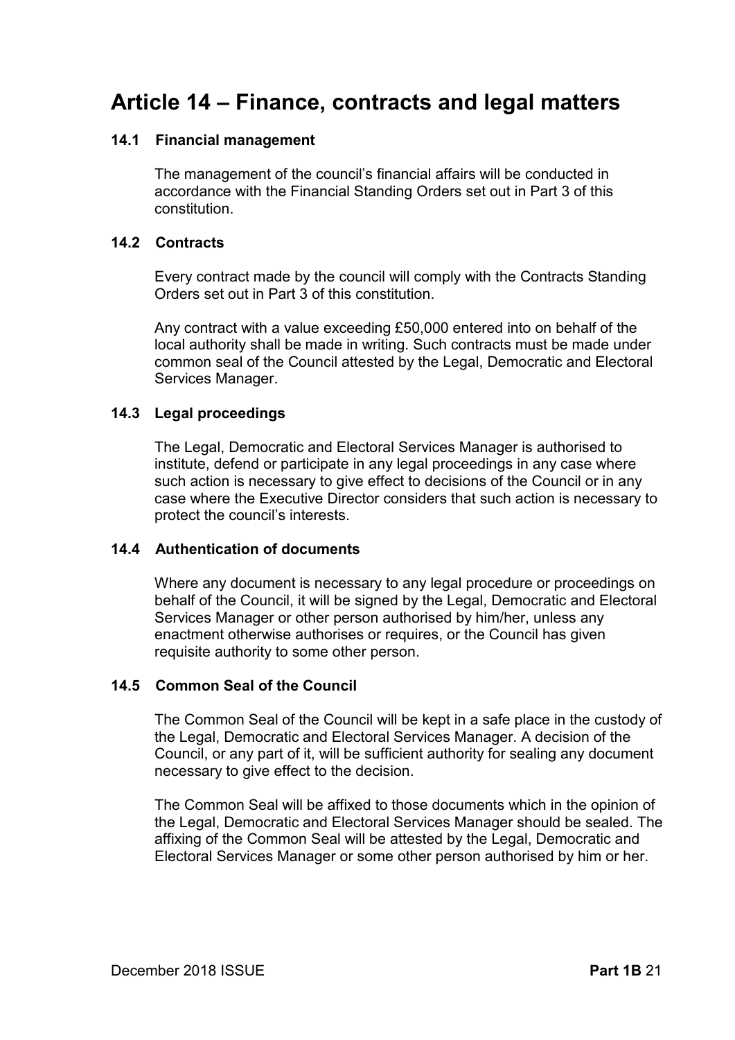# Article 14 – Finance, contracts and legal matters

### 14.1 Financial management

The management of the council's financial affairs will be conducted in accordance with the Financial Standing Orders set out in Part 3 of this constitution.

### 14.2 Contracts

Every contract made by the council will comply with the Contracts Standing Orders set out in Part 3 of this constitution.

Any contract with a value exceeding £50,000 entered into on behalf of the local authority shall be made in writing. Such contracts must be made under common seal of the Council attested by the Legal, Democratic and Electoral Services Manager.

### 14.3 Legal proceedings

The Legal, Democratic and Electoral Services Manager is authorised to institute, defend or participate in any legal proceedings in any case where such action is necessary to give effect to decisions of the Council or in any case where the Executive Director considers that such action is necessary to protect the council's interests.

### 14.4 Authentication of documents

Where any document is necessary to any legal procedure or proceedings on behalf of the Council, it will be signed by the Legal, Democratic and Electoral Services Manager or other person authorised by him/her, unless any enactment otherwise authorises or requires, or the Council has given requisite authority to some other person.

### 14.5 Common Seal of the Council

The Common Seal of the Council will be kept in a safe place in the custody of the Legal, Democratic and Electoral Services Manager. A decision of the Council, or any part of it, will be sufficient authority for sealing any document necessary to give effect to the decision.

The Common Seal will be affixed to those documents which in the opinion of the Legal, Democratic and Electoral Services Manager should be sealed. The affixing of the Common Seal will be attested by the Legal, Democratic and Electoral Services Manager or some other person authorised by him or her.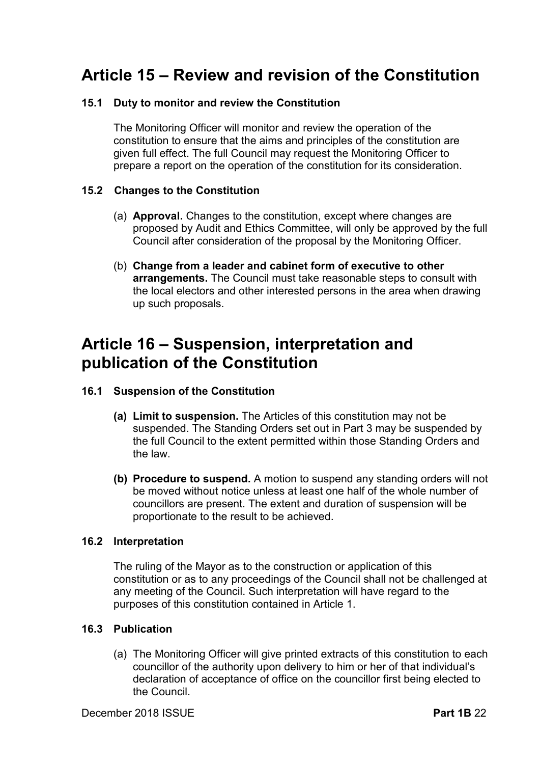# Article 15 – Review and revision of the Constitution

### 15.1 Duty to monitor and review the Constitution

The Monitoring Officer will monitor and review the operation of the constitution to ensure that the aims and principles of the constitution are given full effect. The full Council may request the Monitoring Officer to prepare a report on the operation of the constitution for its consideration.

### 15.2 Changes to the Constitution

(a) **Approval.** Changes to the constitution, except where changes are proposed by Audit and Ethics Committee, will only be approved by the full Council after consideration of the proposal by the Monitoring Officer.

(b) **Change from a leader and cabinet form of executive to other arrangements.** The Council must take reasonable steps to consult with the local electors and other interested persons in the area when drawing up such proposals.

# Article 16 – Suspension, interpretation and publication of the Constitution

### 16.1 Suspension of the Constitution

**(a) Limit to suspension.** The Articles of this constitution may not be suspended. The Standing Orders set out in Part 3 may be suspended by the full Council to the extent permitted within those Standing Orders and the law.

**(b) Procedure to suspend.** A motion to suspend any standing orders will not be moved without notice unless at least one half of the whole number of councillors are present. The extent and duration of suspension will be proportionate to the result to be achieved.

### 16.2 Interpretation

The ruling of the Mayor as to the construction or application of this constitution or as to any proceedings of the Council shall not be challenged at any meeting of the Council. Such interpretation will have regard to the purposes of this constitution contained in Article 1.

### 16.3 Publication

(a) The Monitoring Officer will give printed extracts of this constitution to each councillor of the authority upon delivery to him or her of that individual's declaration of acceptance of office on the councillor first being elected to the Council.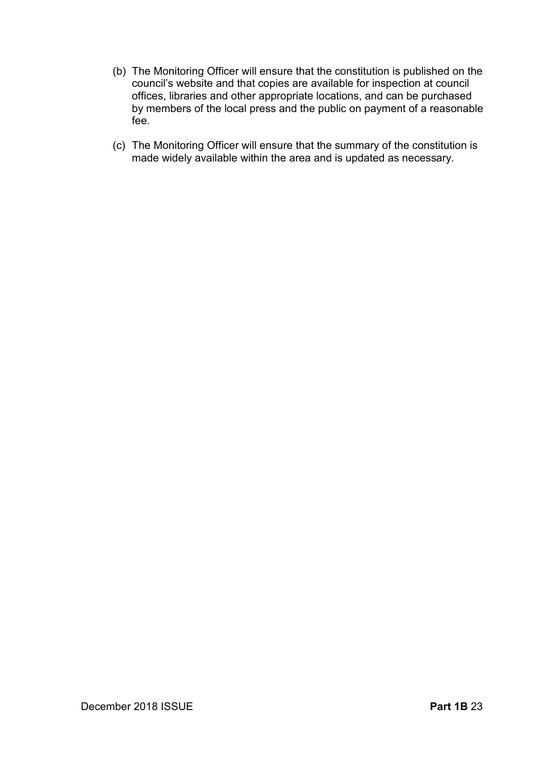(b) The Monitoring Officer will ensure that the constitution is published on the council's website and that copies are available for inspection at council offices, libraries and other appropriate locations, and can be purchased by members of the local press and the public on payment of a reasonable fee.

(c) The Monitoring Officer will ensure that the summary of the constitution is made widely available within the area and is updated as necessary.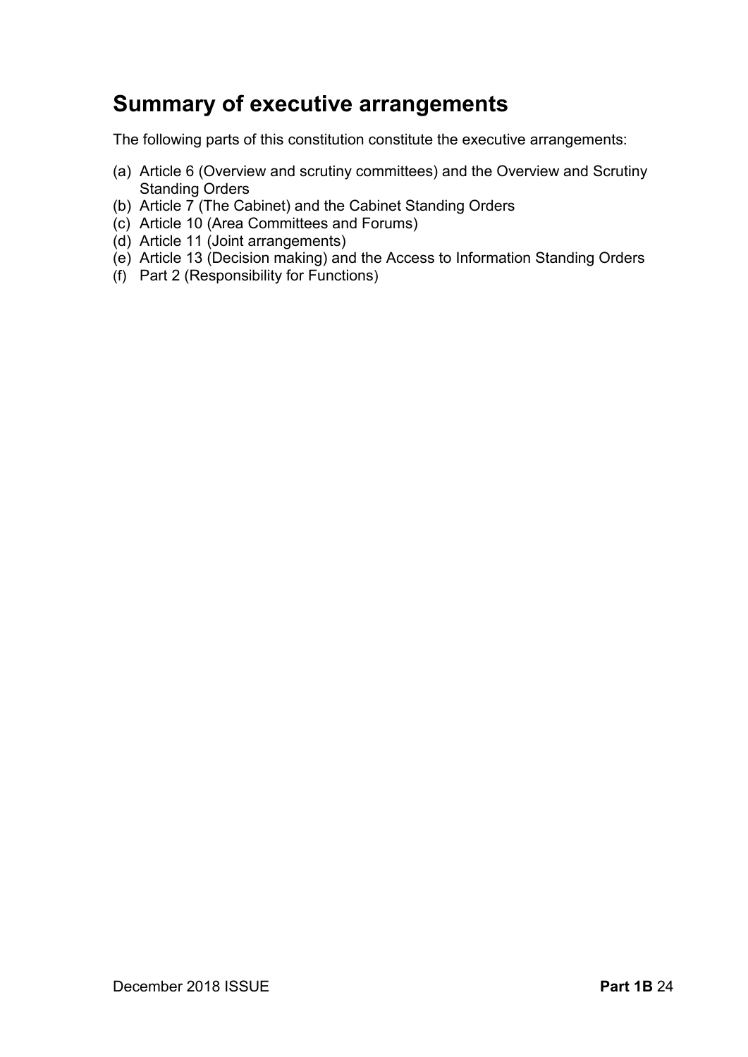# Summary of executive arrangements

The following parts of this constitution constitute the executive arrangements:

(a) Article 6 (Overview and scrutiny committees) and the Overview and Scrutiny Standing Orders
(b) Article 7 (The Cabinet) and the Cabinet Standing Orders
(c) Article 10 (Area Committees and Forums)
(d) Article 11 (Joint arrangements)
(e) Article 13 (Decision making) and the Access to Information Standing Orders
(f) Part 2 (Responsibility for Functions)